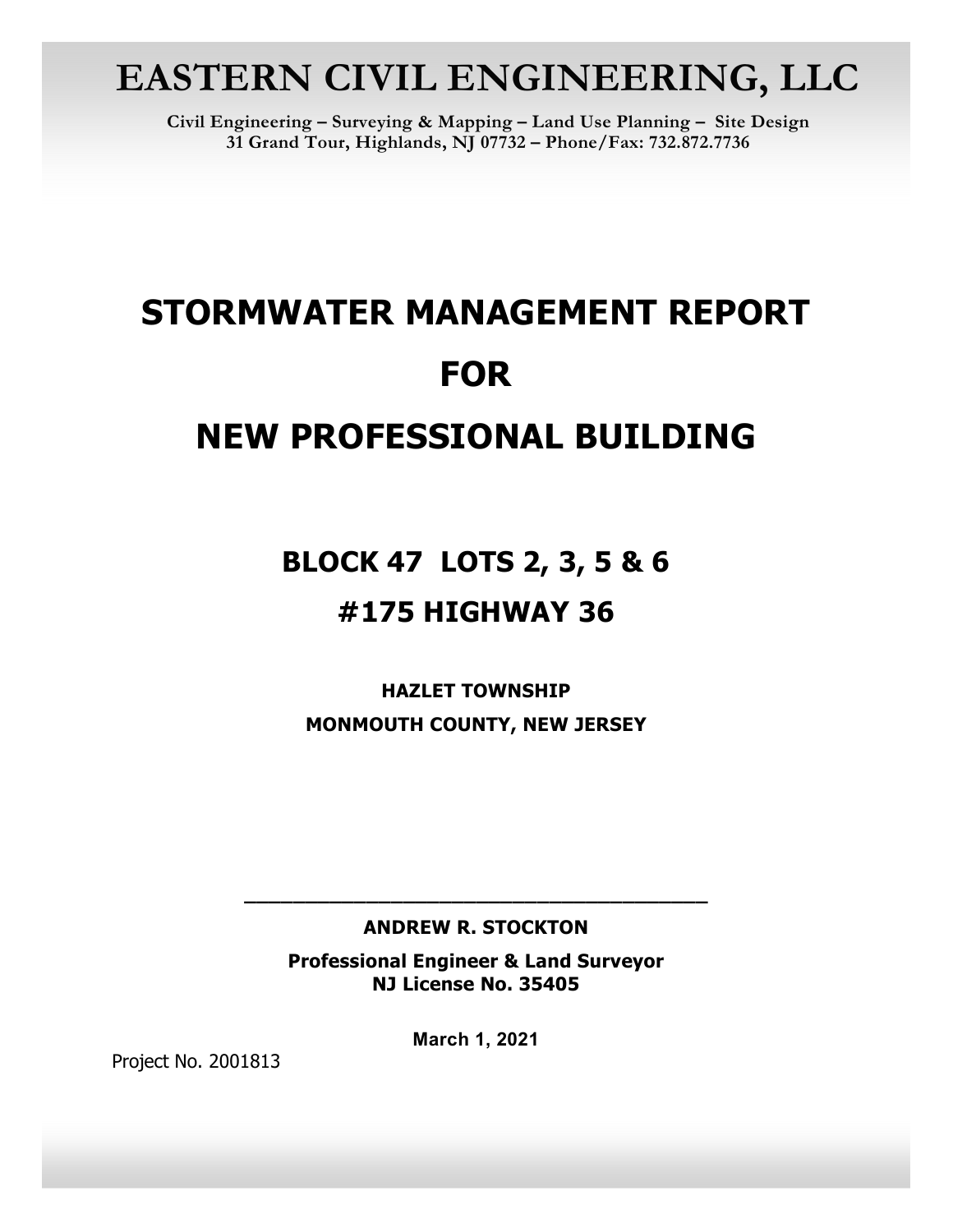# EASTERN CIVIL ENGINEERING, LLC

**Civil Engineering – Surveying & Mapping – Land Use Planning – Site Design**
**31 Grand Tour, Highlands, NJ 07732 – Phone/Fax: 732.872.7736**

# STORMWATER MANAGEMENT REPORT

# FOR

# NEW PROFESSIONAL BUILDING

## BLOCK 47 LOTS 2, 3, 5 & 6

## #175 HIGHWAY 36

**HAZLET TOWNSHIP**

**MONMOUTH COUNTY, NEW JERSEY**

\_\_\_\_\_\_\_\_\_\_\_\_\_\_\_\_\_\_\_\_\_\_\_\_\_\_\_\_\_\_\_\_\_\_\_\_\_\_\_\_

**ANDREW R. STOCKTON**

**Professional Engineer & Land Surveyor**
**NJ License No. 35405**

**March 1, 2021**

Project No. 2001813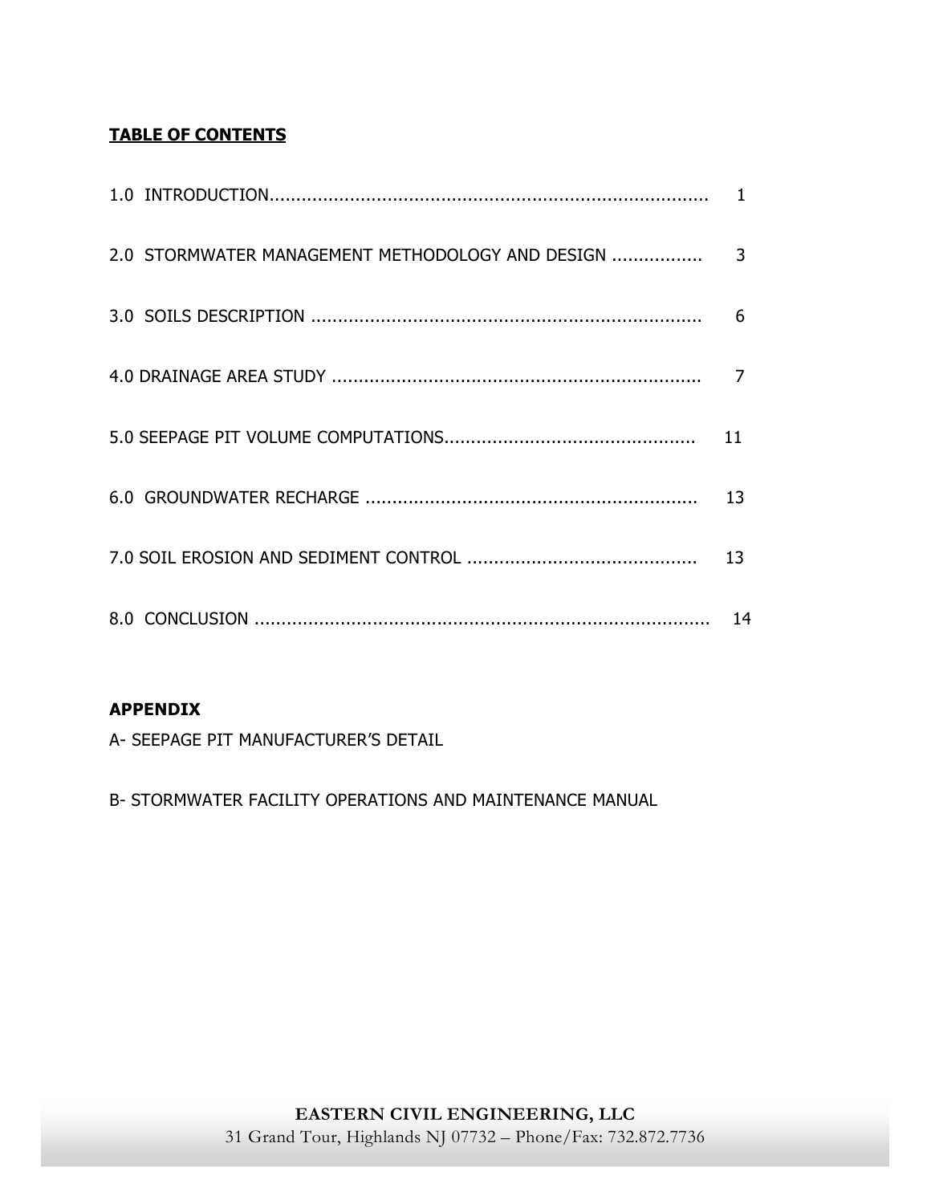**TABLE OF CONTENTS**

| | |
|---|---|
| 1.0 INTRODUCTION | 1 |
| 2.0 STORMWATER MANAGEMENT METHODOLOGY AND DESIGN | 3 |
| 3.0 SOILS DESCRIPTION | 6 |
| 4.0 DRAINAGE AREA STUDY | 7 |
| 5.0 SEEPAGE PIT VOLUME COMPUTATIONS | 11 |
| 6.0 GROUNDWATER RECHARGE | 13 |
| 7.0 SOIL EROSION AND SEDIMENT CONTROL | 13 |
| 8.0 CONCLUSION | 14 |

**APPENDIX**

A- SEEPAGE PIT MANUFACTURER'S DETAIL

B- STORMWATER FACILITY OPERATIONS AND MAINTENANCE MANUAL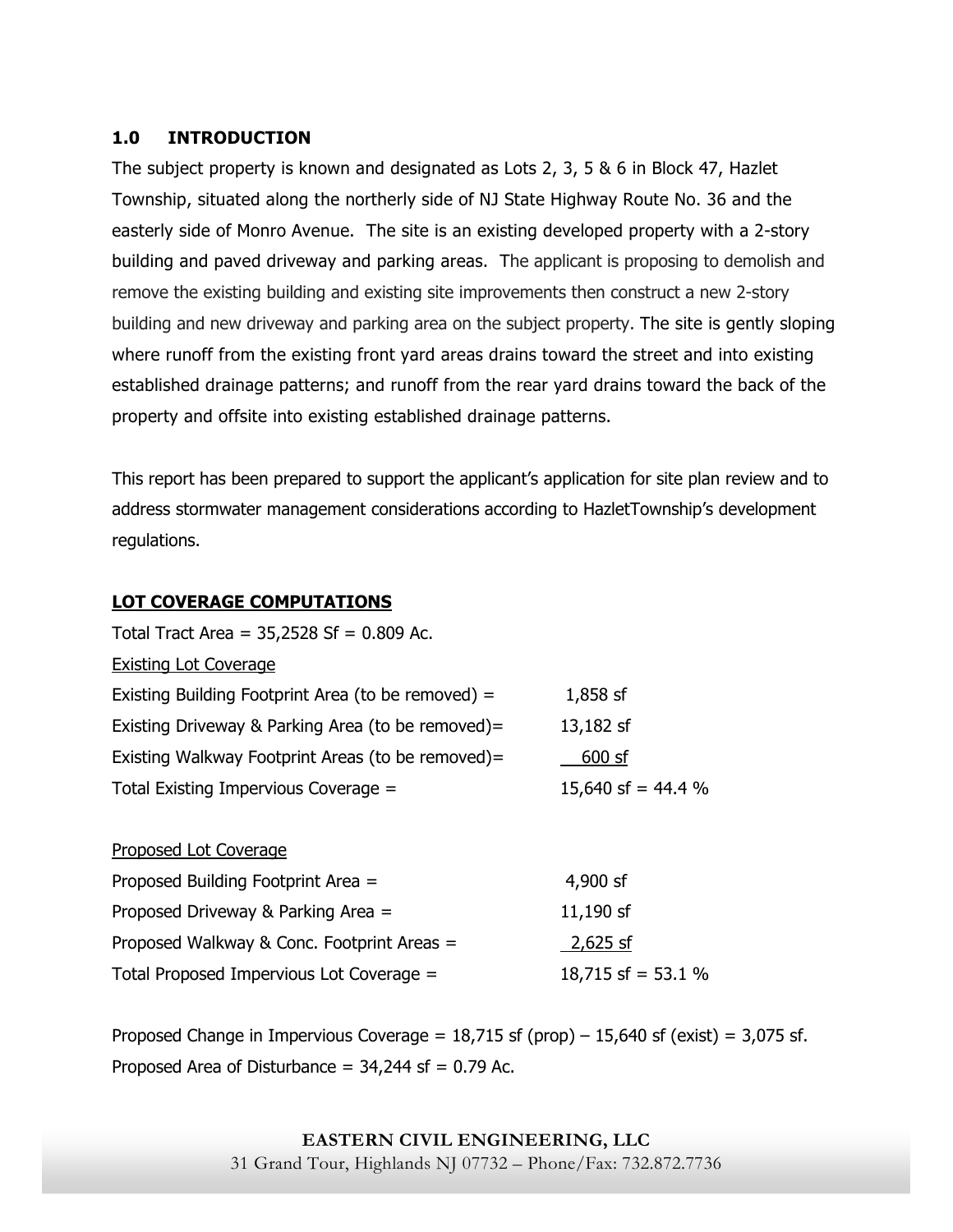## 1.0 INTRODUCTION

The subject property is known and designated as Lots 2, 3, 5 & 6 in Block 47, Hazlet Township, situated along the northerly side of NJ State Highway Route No. 36 and the easterly side of Monro Avenue. The site is an existing developed property with a 2-story building and paved driveway and parking areas. The applicant is proposing to demolish and remove the existing building and existing site improvements then construct a new 2-story building and new driveway and parking area on the subject property. The site is gently sloping where runoff from the existing front yard areas drains toward the street and into existing established drainage patterns; and runoff from the rear yard drains toward the back of the property and offsite into existing established drainage patterns.

This report has been prepared to support the applicant's application for site plan review and to address stormwater management considerations according to HazletTownship's development regulations.

**LOT COVERAGE COMPUTATIONS**

Total Tract Area = 35,2528 Sf = 0.809 Ac.

Existing Lot Coverage

| | |
|---|---|
| Existing Building Footprint Area (to be removed) = | 1,858 sf |
| Existing Driveway & Parking Area (to be removed)= | 13,182 sf |
| Existing Walkway Footprint Areas (to be removed)= | 600 sf |
| Total Existing Impervious Coverage = | 15,640 sf = 44.4 % |

Proposed Lot Coverage

| | |
|---|---|
| Proposed Building Footprint Area = | 4,900 sf |
| Proposed Driveway & Parking Area = | 11,190 sf |
| Proposed Walkway & Conc. Footprint Areas = | 2,625 sf |
| Total Proposed Impervious Lot Coverage = | 18,715 sf = 53.1 % |

Proposed Change in Impervious Coverage = 18,715 sf (prop) – 15,640 sf (exist) = 3,075 sf.

Proposed Area of Disturbance = 34,244 sf = 0.79 Ac.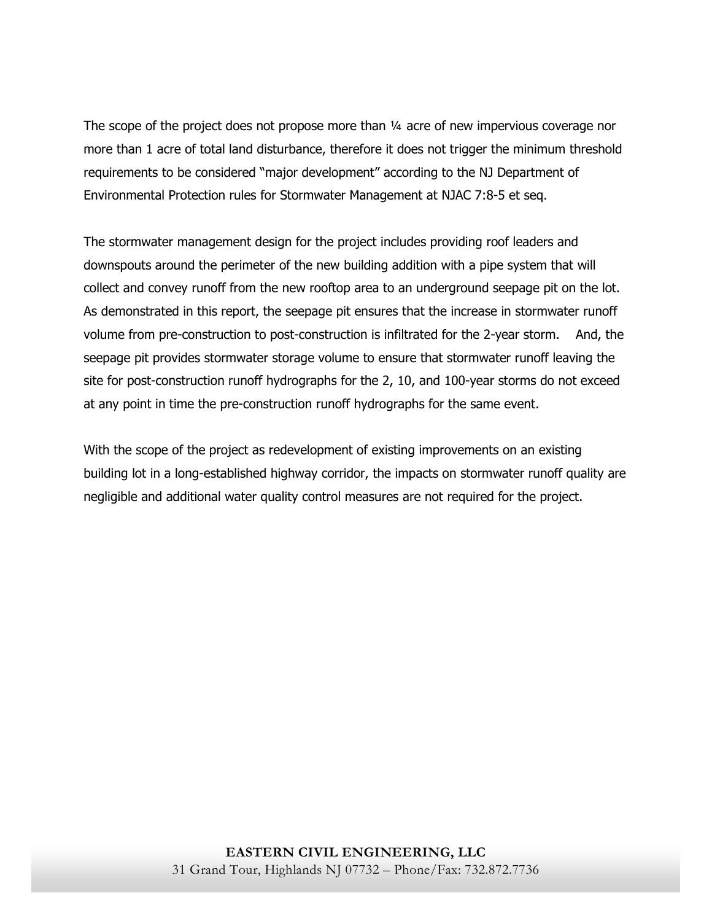The scope of the project does not propose more than ¼ acre of new impervious coverage nor more than 1 acre of total land disturbance, therefore it does not trigger the minimum threshold requirements to be considered "major development" according to the NJ Department of Environmental Protection rules for Stormwater Management at NJAC 7:8-5 et seq.

The stormwater management design for the project includes providing roof leaders and downspouts around the perimeter of the new building addition with a pipe system that will collect and convey runoff from the new rooftop area to an underground seepage pit on the lot. As demonstrated in this report, the seepage pit ensures that the increase in stormwater runoff volume from pre-construction to post-construction is infiltrated for the 2-year storm. And, the seepage pit provides stormwater storage volume to ensure that stormwater runoff leaving the site for post-construction runoff hydrographs for the 2, 10, and 100-year storms do not exceed at any point in time the pre-construction runoff hydrographs for the same event.

With the scope of the project as redevelopment of existing improvements on an existing building lot in a long-established highway corridor, the impacts on stormwater runoff quality are negligible and additional water quality control measures are not required for the project.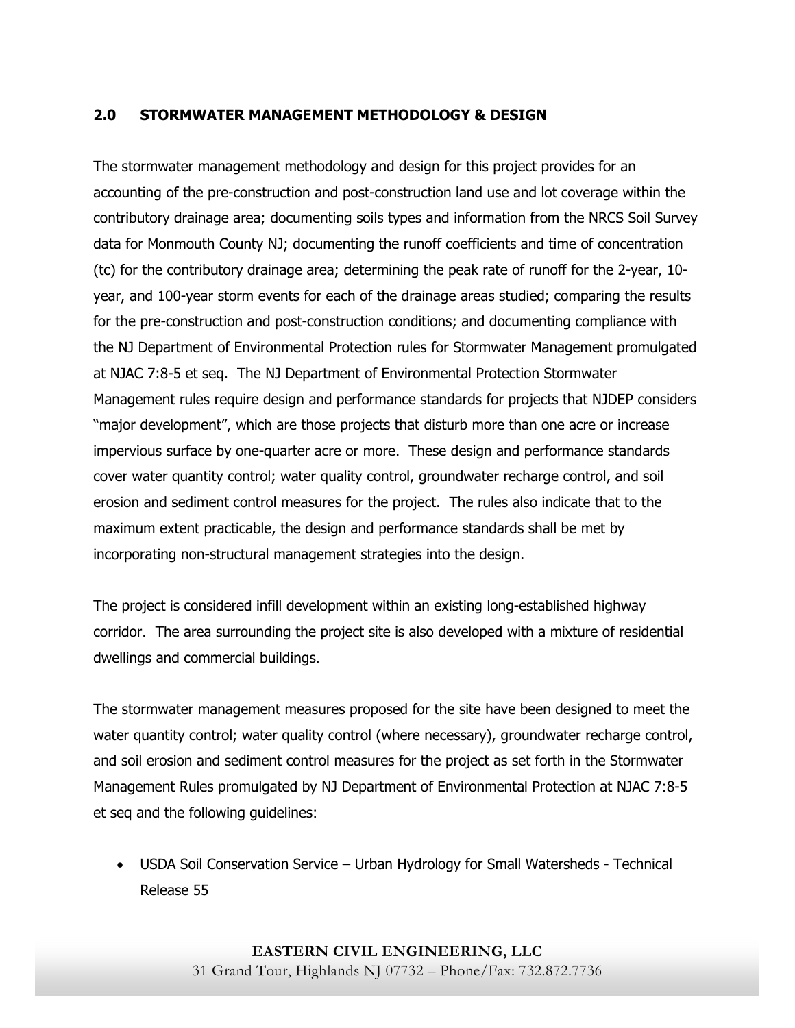## 2.0 STORMWATER MANAGEMENT METHODOLOGY & DESIGN

The stormwater management methodology and design for this project provides for an accounting of the pre-construction and post-construction land use and lot coverage within the contributory drainage area; documenting soils types and information from the NRCS Soil Survey data for Monmouth County NJ; documenting the runoff coefficients and time of concentration (tc) for the contributory drainage area; determining the peak rate of runoff for the 2-year, 10-year, and 100-year storm events for each of the drainage areas studied; comparing the results for the pre-construction and post-construction conditions; and documenting compliance with the NJ Department of Environmental Protection rules for Stormwater Management promulgated at NJAC 7:8-5 et seq. The NJ Department of Environmental Protection Stormwater Management rules require design and performance standards for projects that NJDEP considers "major development", which are those projects that disturb more than one acre or increase impervious surface by one-quarter acre or more. These design and performance standards cover water quantity control; water quality control, groundwater recharge control, and soil erosion and sediment control measures for the project. The rules also indicate that to the maximum extent practicable, the design and performance standards shall be met by incorporating non-structural management strategies into the design.

The project is considered infill development within an existing long-established highway corridor. The area surrounding the project site is also developed with a mixture of residential dwellings and commercial buildings.

The stormwater management measures proposed for the site have been designed to meet the water quantity control; water quality control (where necessary), groundwater recharge control, and soil erosion and sediment control measures for the project as set forth in the Stormwater Management Rules promulgated by NJ Department of Environmental Protection at NJAC 7:8-5 et seq and the following guidelines:

- USDA Soil Conservation Service – Urban Hydrology for Small Watersheds - Technical Release 55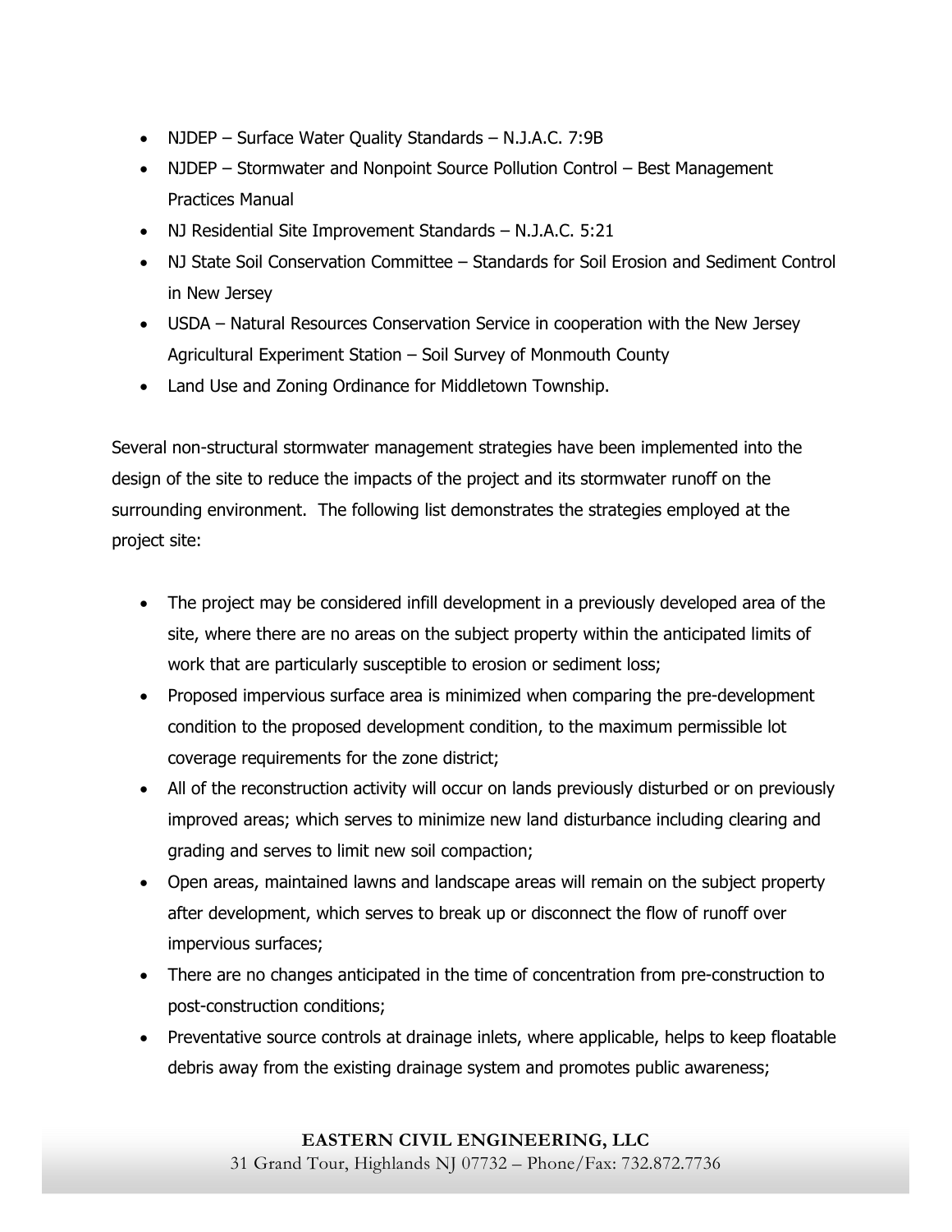- NJDEP – Surface Water Quality Standards – N.J.A.C. 7:9B
- NJDEP – Stormwater and Nonpoint Source Pollution Control – Best Management Practices Manual
- NJ Residential Site Improvement Standards – N.J.A.C. 5:21
- NJ State Soil Conservation Committee – Standards for Soil Erosion and Sediment Control in New Jersey
- USDA – Natural Resources Conservation Service in cooperation with the New Jersey Agricultural Experiment Station – Soil Survey of Monmouth County
- Land Use and Zoning Ordinance for Middletown Township.

Several non-structural stormwater management strategies have been implemented into the design of the site to reduce the impacts of the project and its stormwater runoff on the surrounding environment. The following list demonstrates the strategies employed at the project site:

- The project may be considered infill development in a previously developed area of the site, where there are no areas on the subject property within the anticipated limits of work that are particularly susceptible to erosion or sediment loss;
- Proposed impervious surface area is minimized when comparing the pre-development condition to the proposed development condition, to the maximum permissible lot coverage requirements for the zone district;
- All of the reconstruction activity will occur on lands previously disturbed or on previously improved areas; which serves to minimize new land disturbance including clearing and grading and serves to limit new soil compaction;
- Open areas, maintained lawns and landscape areas will remain on the subject property after development, which serves to break up or disconnect the flow of runoff over impervious surfaces;
- There are no changes anticipated in the time of concentration from pre-construction to post-construction conditions;
- Preventative source controls at drainage inlets, where applicable, helps to keep floatable debris away from the existing drainage system and promotes public awareness;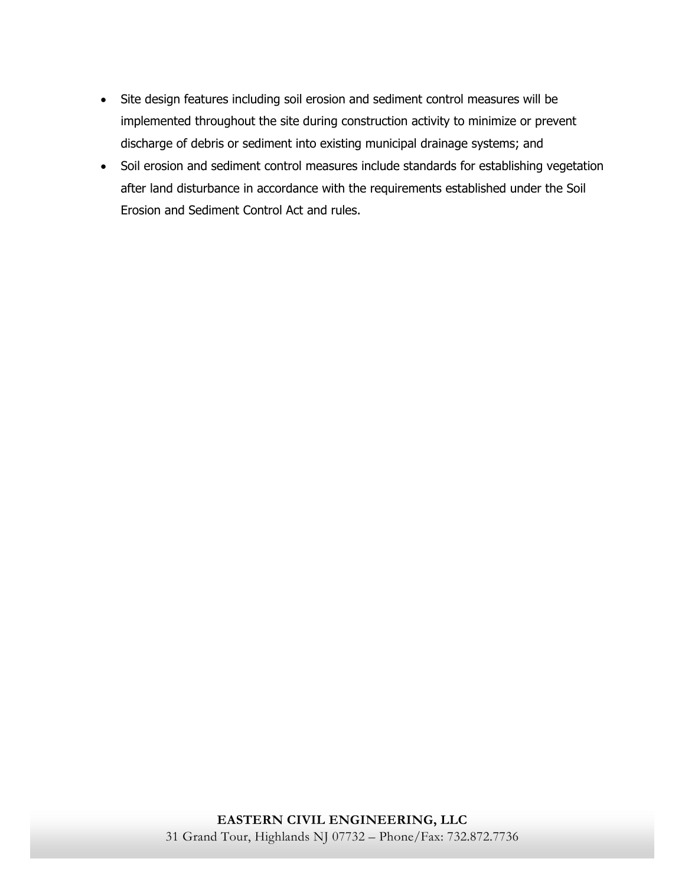- Site design features including soil erosion and sediment control measures will be implemented throughout the site during construction activity to minimize or prevent discharge of debris or sediment into existing municipal drainage systems; and
- Soil erosion and sediment control measures include standards for establishing vegetation after land disturbance in accordance with the requirements established under the Soil Erosion and Sediment Control Act and rules.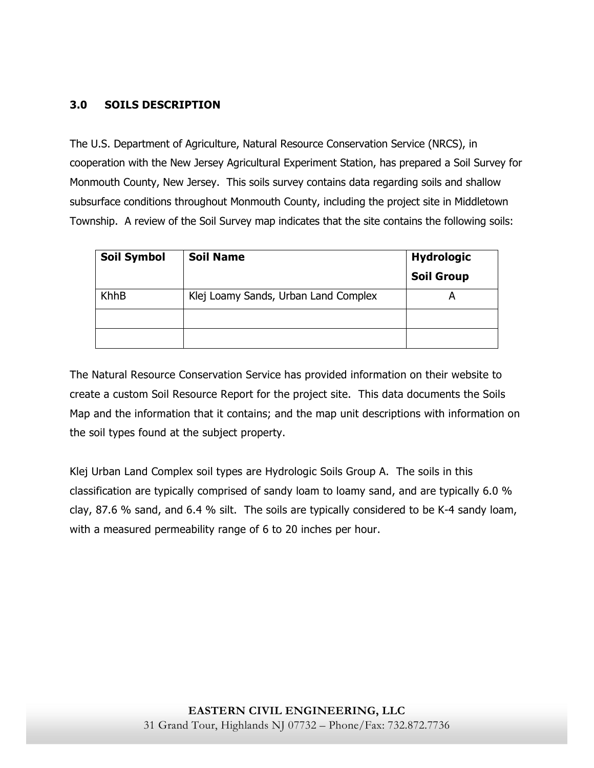## 3.0 SOILS DESCRIPTION

The U.S. Department of Agriculture, Natural Resource Conservation Service (NRCS), in cooperation with the New Jersey Agricultural Experiment Station, has prepared a Soil Survey for Monmouth County, New Jersey. This soils survey contains data regarding soils and shallow subsurface conditions throughout Monmouth County, including the project site in Middletown Township. A review of the Soil Survey map indicates that the site contains the following soils:

| Soil Symbol | Soil Name | Hydrologic Soil Group |
|---|---|---|
| KhhB | Klej Loamy Sands, Urban Land Complex | A |
| | | |
| | | |

The Natural Resource Conservation Service has provided information on their website to create a custom Soil Resource Report for the project site. This data documents the Soils Map and the information that it contains; and the map unit descriptions with information on the soil types found at the subject property.

Klej Urban Land Complex soil types are Hydrologic Soils Group A. The soils in this classification are typically comprised of sandy loam to loamy sand, and are typically 6.0 % clay, 87.6 % sand, and 6.4 % silt. The soils are typically considered to be K-4 sandy loam, with a measured permeability range of 6 to 20 inches per hour.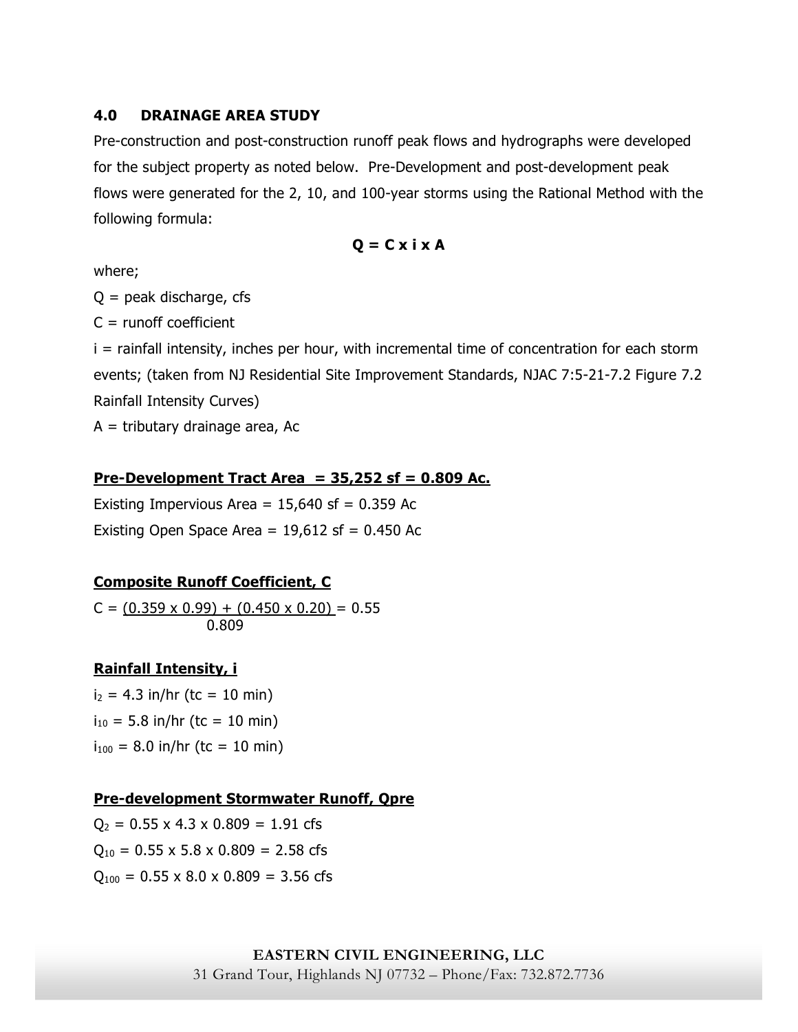## 4.0 DRAINAGE AREA STUDY

Pre-construction and post-construction runoff peak flows and hydrographs were developed for the subject property as noted below. Pre-Development and post-development peak flows were generated for the 2, 10, and 100-year storms using the Rational Method with the following formula:

$$Q = C \times i \times A$$

where;

Q = peak discharge, cfs

C = runoff coefficient

i = rainfall intensity, inches per hour, with incremental time of concentration for each storm events; (taken from NJ Residential Site Improvement Standards, NJAC 7:5-21-7.2 Figure 7.2 Rainfall Intensity Curves)

A = tributary drainage area, Ac

**Pre-Development Tract Area = 35,252 sf = 0.809 Ac.**

Existing Impervious Area = 15,640 sf = 0.359 Ac

Existing Open Space Area = 19,612 sf = 0.450 Ac

**Composite Runoff Coefficient, C**

$$C = \frac{(0.359 \times 0.99) + (0.450 \times 0.20)}{0.809} = 0.55$$

**Rainfall Intensity, i**

$i_2$ = 4.3 in/hr (tc = 10 min)

$i_{10}$ = 5.8 in/hr (tc = 10 min)

$i_{100}$ = 8.0 in/hr (tc = 10 min)

**Pre-development Stormwater Runoff, Qpre**

$Q_2 = 0.55 \times 4.3 \times 0.809 = 1.91$ cfs

$Q_{10} = 0.55 \times 5.8 \times 0.809 = 2.58$ cfs

$Q_{100} = 0.55 \times 8.0 \times 0.809 = 3.56$ cfs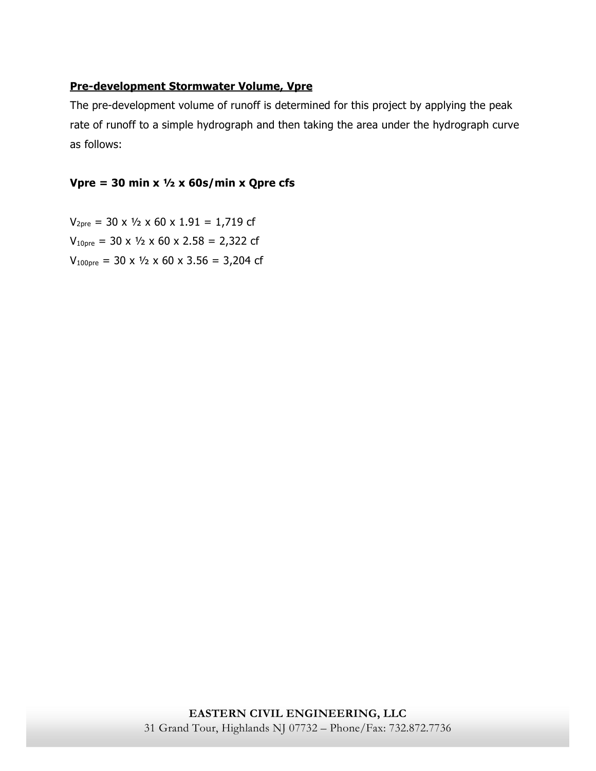**<u>Pre-development Stormwater Volume, Vpre</u>**

The pre-development volume of runoff is determined for this project by applying the peak rate of runoff to a simple hydrograph and then taking the area under the hydrograph curve as follows:

**Vpre = 30 min x ½ x 60s/min x Qpre cfs**

$V_{2pre}$ = 30 x ½ x 60 x 1.91 = 1,719 cf

$V_{10pre}$ = 30 x ½ x 60 x 2.58 = 2,322 cf

$V_{100pre}$ = 30 x ½ x 60 x 3.56 = 3,204 cf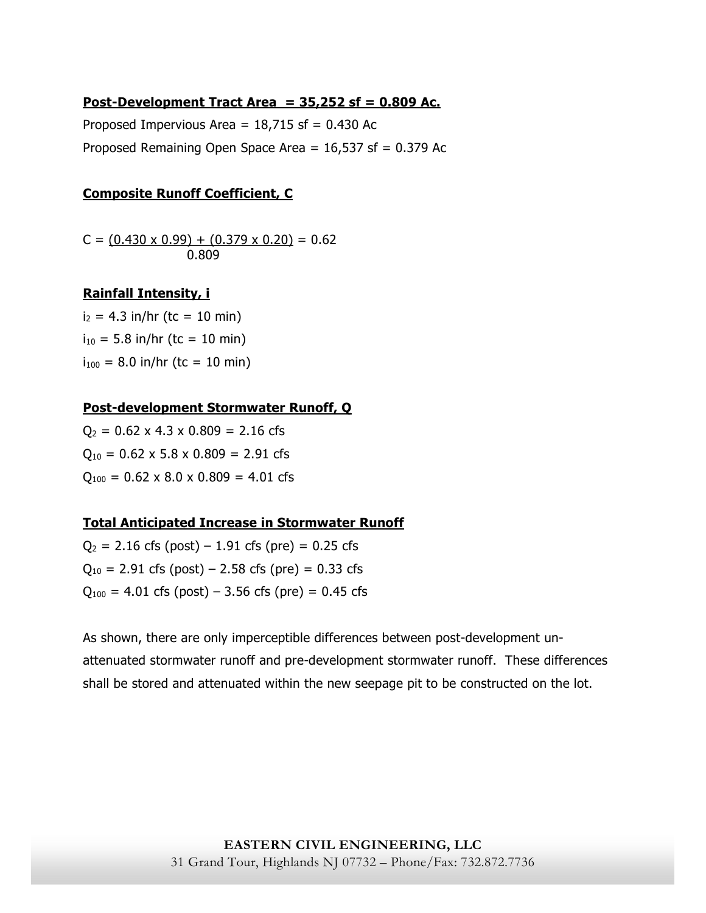**Post-Development Tract Area = 35,252 sf = 0.809 Ac.**

Proposed Impervious Area = 18,715 sf = 0.430 Ac

Proposed Remaining Open Space Area = 16,537 sf = 0.379 Ac

**Composite Runoff Coefficient, C**

$$C = \frac{(0.430 \times 0.99) + (0.379 \times 0.20)}{0.809} = 0.62$$

**Rainfall Intensity, i**

$i_2$ = 4.3 in/hr (tc = 10 min)

$i_{10}$ = 5.8 in/hr (tc = 10 min)

$i_{100}$ = 8.0 in/hr (tc = 10 min)

**Post-development Stormwater Runoff, Q**

$Q_2 = 0.62 \times 4.3 \times 0.809 = 2.16$ cfs

$Q_{10} = 0.62 \times 5.8 \times 0.809 = 2.91$ cfs

$Q_{100} = 0.62 \times 8.0 \times 0.809 = 4.01$ cfs

**Total Anticipated Increase in Stormwater Runoff**

$Q_2$ = 2.16 cfs (post) – 1.91 cfs (pre) = 0.25 cfs

$Q_{10}$ = 2.91 cfs (post) – 2.58 cfs (pre) = 0.33 cfs

$Q_{100}$ = 4.01 cfs (post) – 3.56 cfs (pre) = 0.45 cfs

As shown, there are only imperceptible differences between post-development un-attenuated stormwater runoff and pre-development stormwater runoff. These differences shall be stored and attenuated within the new seepage pit to be constructed on the lot.

EASTERN CIVIL ENGINEERING, LLC
31 Grand Tour, Highlands NJ 07732 – Phone/Fax: 732.872.7736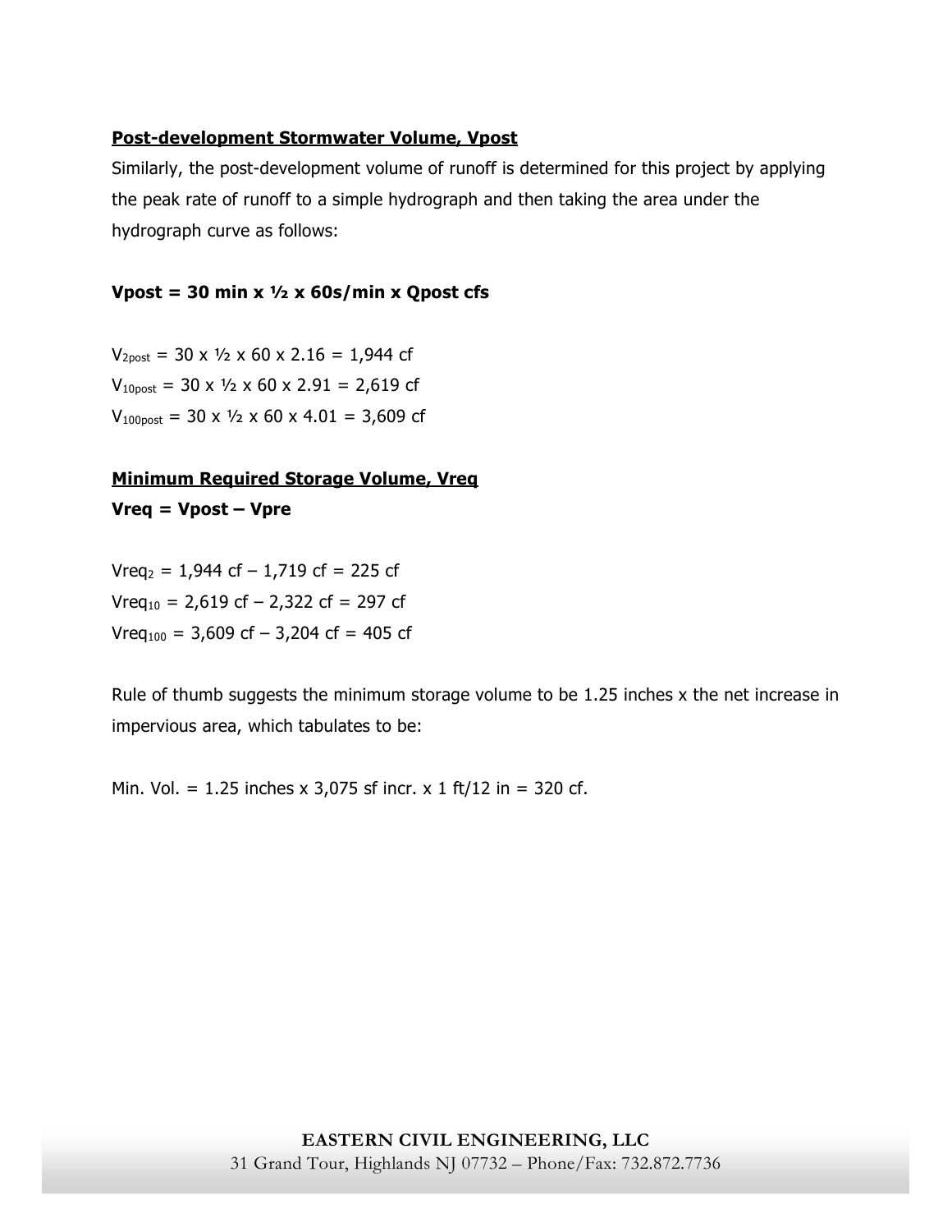**Post-development Stormwater Volume, Vpost**

Similarly, the post-development volume of runoff is determined for this project by applying the peak rate of runoff to a simple hydrograph and then taking the area under the hydrograph curve as follows:

**Vpost = 30 min x ½ x 60s/min x Qpost cfs**

$V_{2post}$ = 30 x ½ x 60 x 2.16 = 1,944 cf

$V_{10post}$ = 30 x ½ x 60 x 2.91 = 2,619 cf

$V_{100post}$ = 30 x ½ x 60 x 4.01 = 3,609 cf

**Minimum Required Storage Volume, Vreq**

**Vreq = Vpost – Vpre**

$Vreq_{2}$ = 1,944 cf – 1,719 cf = 225 cf

$Vreq_{10}$ = 2,619 cf – 2,322 cf = 297 cf

$Vreq_{100}$ = 3,609 cf – 3,204 cf = 405 cf

Rule of thumb suggests the minimum storage volume to be 1.25 inches x the net increase in impervious area, which tabulates to be:

Min. Vol. = 1.25 inches x 3,075 sf incr. x 1 ft/12 in = 320 cf.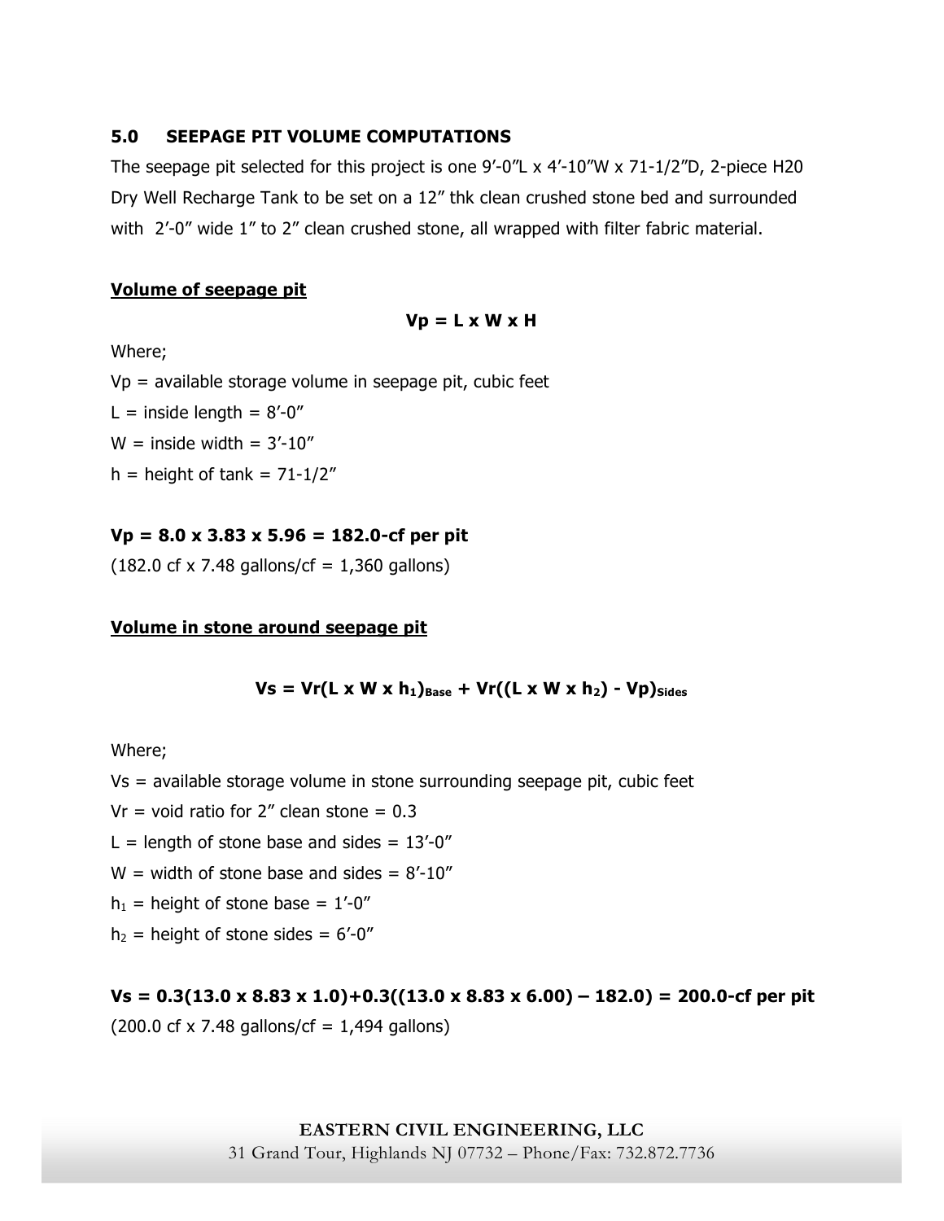## 5.0 SEEPAGE PIT VOLUME COMPUTATIONS

The seepage pit selected for this project is one 9'-0"L x 4'-10"W x 71-1/2"D, 2-piece H20 Dry Well Recharge Tank to be set on a 12" thk clean crushed stone bed and surrounded with 2'-0" wide 1" to 2" clean crushed stone, all wrapped with filter fabric material.

**Volume of seepage pit**

$$Vp = L \times W \times H$$

Where;

Vp = available storage volume in seepage pit, cubic feet

L = inside length = 8'-0"

W = inside width = 3'-10"

h = height of tank = 71-1/2"

**Vp = 8.0 x 3.83 x 5.96 = 182.0-cf per pit**

(182.0 cf x 7.48 gallons/cf = 1,360 gallons)

**Volume in stone around seepage pit**

$$Vs = Vr(L \times W \times h_1)_{Base} + Vr((L \times W \times h_2) - Vp)_{Sides}$$

Where;

Vs = available storage volume in stone surrounding seepage pit, cubic feet

Vr = void ratio for 2" clean stone = 0.3

L = length of stone base and sides = 13'-0"

W = width of stone base and sides = 8'-10"

$h_1$ = height of stone base = 1'-0"

$h_2$ = height of stone sides = 6'-0"

**Vs = 0.3(13.0 x 8.83 x 1.0)+0.3((13.0 x 8.83 x 6.00) – 182.0) = 200.0-cf per pit**

(200.0 cf x 7.48 gallons/cf = 1,494 gallons)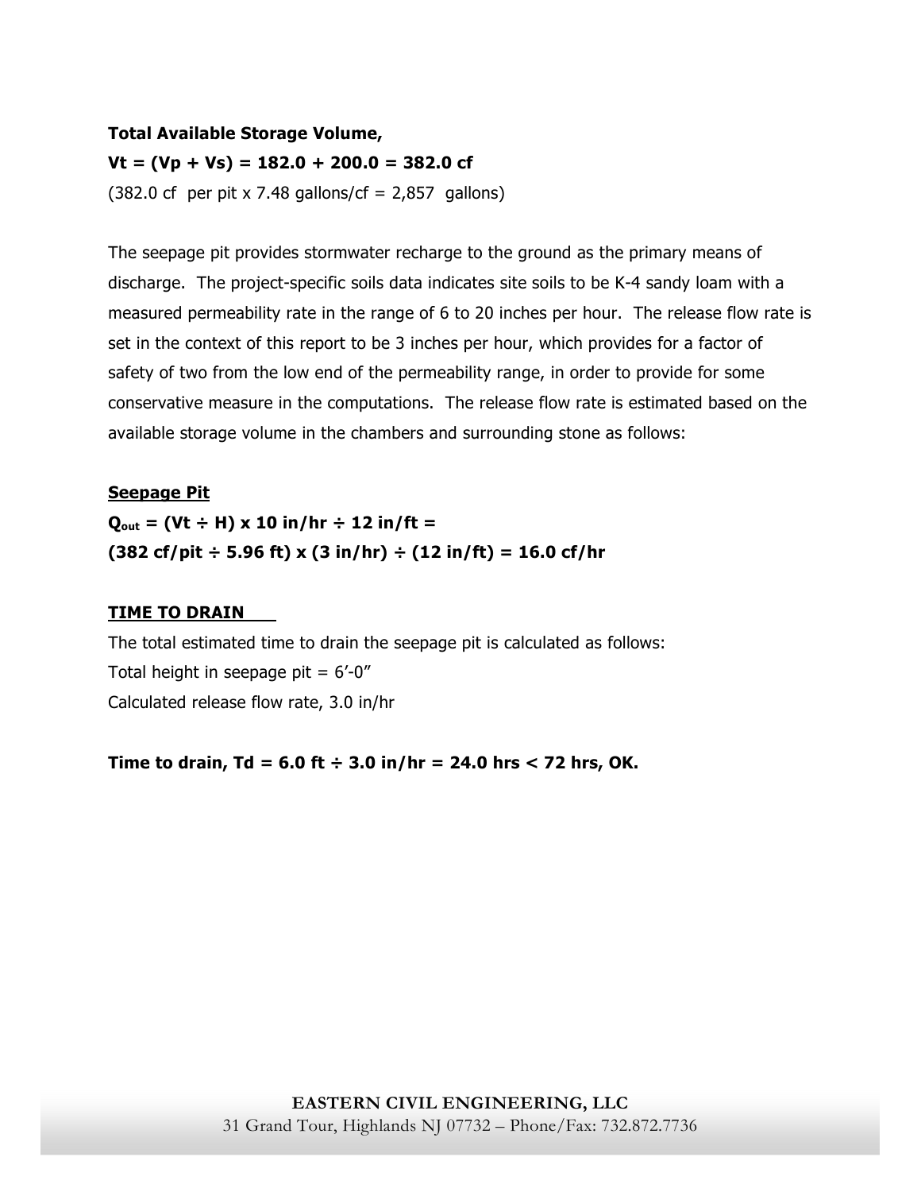**Total Available Storage Volume,**

**$V_t = (V_p + V_s) = 182.0 + 200.0 = 382.0$ cf**

(382.0 cf per pit x 7.48 gallons/cf = 2,857 gallons)

The seepage pit provides stormwater recharge to the ground as the primary means of discharge. The project-specific soils data indicates site soils to be K-4 sandy loam with a measured permeability rate in the range of 6 to 20 inches per hour. The release flow rate is set in the context of this report to be 3 inches per hour, which provides for a factor of safety of two from the low end of the permeability range, in order to provide for some conservative measure in the computations. The release flow rate is estimated based on the available storage volume in the chambers and surrounding stone as follows:

**<u>Seepage Pit</u>**

**$Q_{out} = (V_t \div H) \times 10 \text{ in/hr} \div 12 \text{ in/ft} =$**

**$(382 \text{ cf/pit} \div 5.96 \text{ ft}) \times (3 \text{ in/hr}) \div (12 \text{ in/ft}) = 16.0 \text{ cf/hr}$**

**<u>TIME TO DRAIN</u>**

The total estimated time to drain the seepage pit is calculated as follows:

Total height in seepage pit = 6'-0"

Calculated release flow rate, 3.0 in/hr

**Time to drain, $T_d = 6.0 \text{ ft} \div 3.0 \text{ in/hr} = 24.0 \text{ hrs} < 72 \text{ hrs}$, OK.**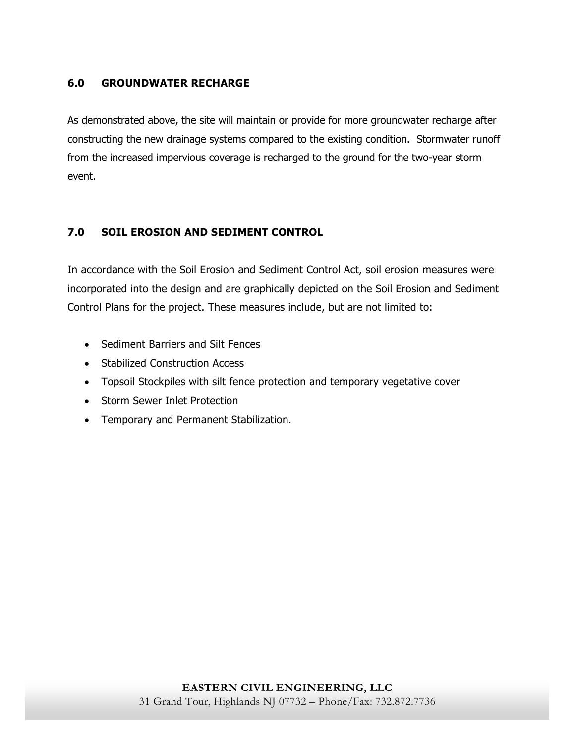## 6.0 GROUNDWATER RECHARGE

As demonstrated above, the site will maintain or provide for more groundwater recharge after constructing the new drainage systems compared to the existing condition. Stormwater runoff from the increased impervious coverage is recharged to the ground for the two-year storm event.

## 7.0 SOIL EROSION AND SEDIMENT CONTROL

In accordance with the Soil Erosion and Sediment Control Act, soil erosion measures were incorporated into the design and are graphically depicted on the Soil Erosion and Sediment Control Plans for the project. These measures include, but are not limited to:

- Sediment Barriers and Silt Fences
- Stabilized Construction Access
- Topsoil Stockpiles with silt fence protection and temporary vegetative cover
- Storm Sewer Inlet Protection
- Temporary and Permanent Stabilization.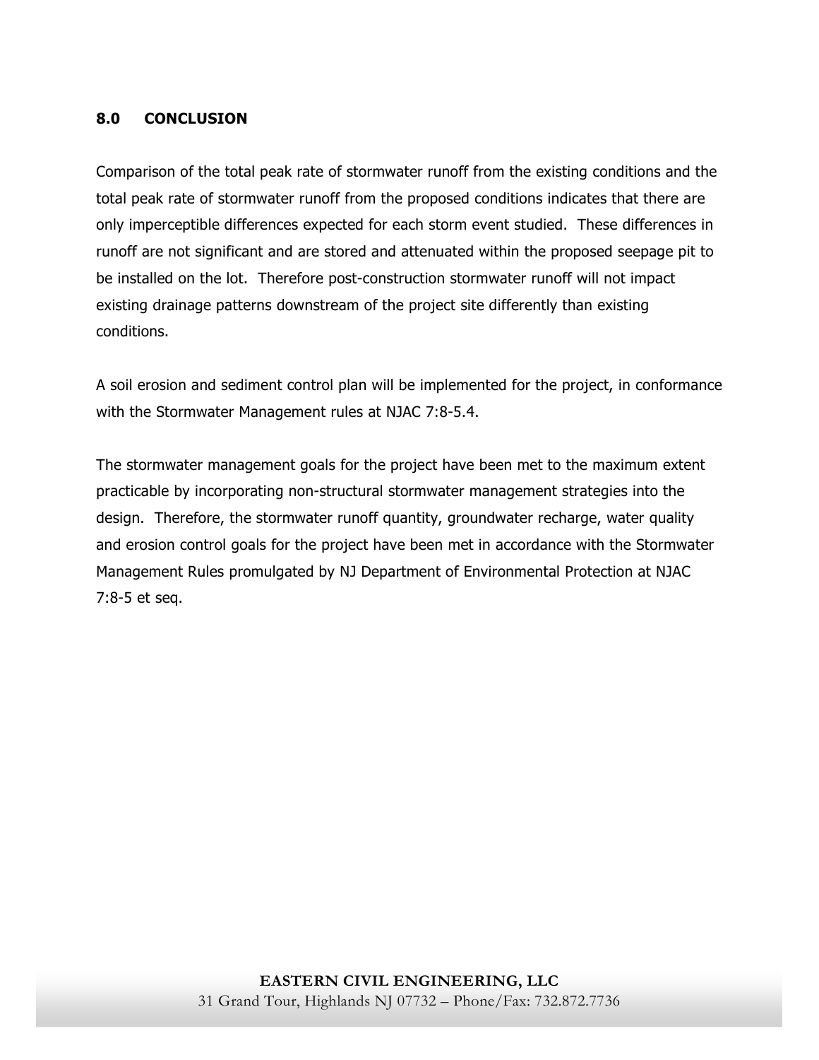## 8.0 CONCLUSION

Comparison of the total peak rate of stormwater runoff from the existing conditions and the total peak rate of stormwater runoff from the proposed conditions indicates that there are only imperceptible differences expected for each storm event studied. These differences in runoff are not significant and are stored and attenuated within the proposed seepage pit to be installed on the lot. Therefore post-construction stormwater runoff will not impact existing drainage patterns downstream of the project site differently than existing conditions.

A soil erosion and sediment control plan will be implemented for the project, in conformance with the Stormwater Management rules at NJAC 7:8-5.4.

The stormwater management goals for the project have been met to the maximum extent practicable by incorporating non-structural stormwater management strategies into the design. Therefore, the stormwater runoff quantity, groundwater recharge, water quality and erosion control goals for the project have been met in accordance with the Stormwater Management Rules promulgated by NJ Department of Environmental Protection at NJAC 7:8-5 et seq.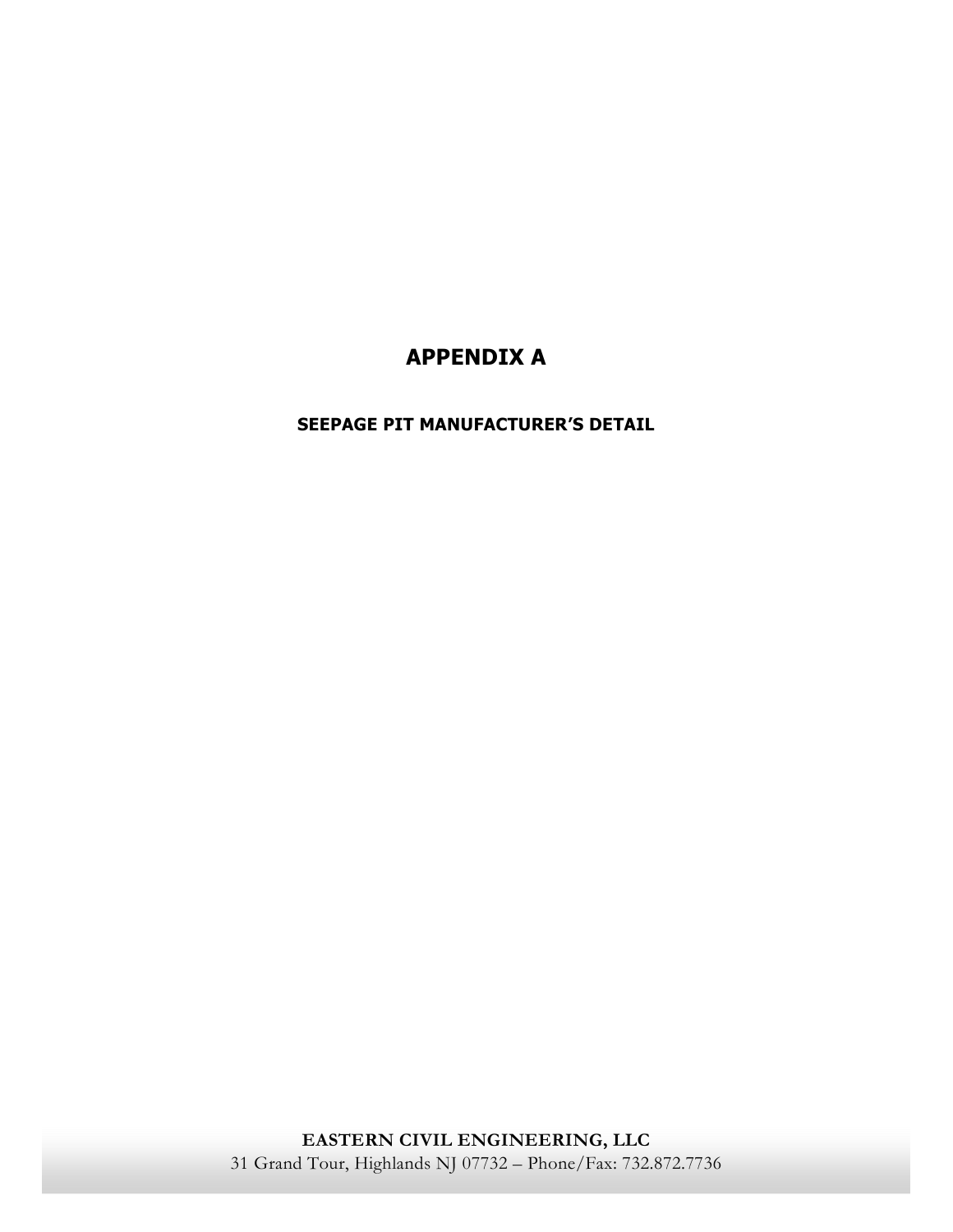# APPENDIX A

## SEEPAGE PIT MANUFACTURER'S DETAIL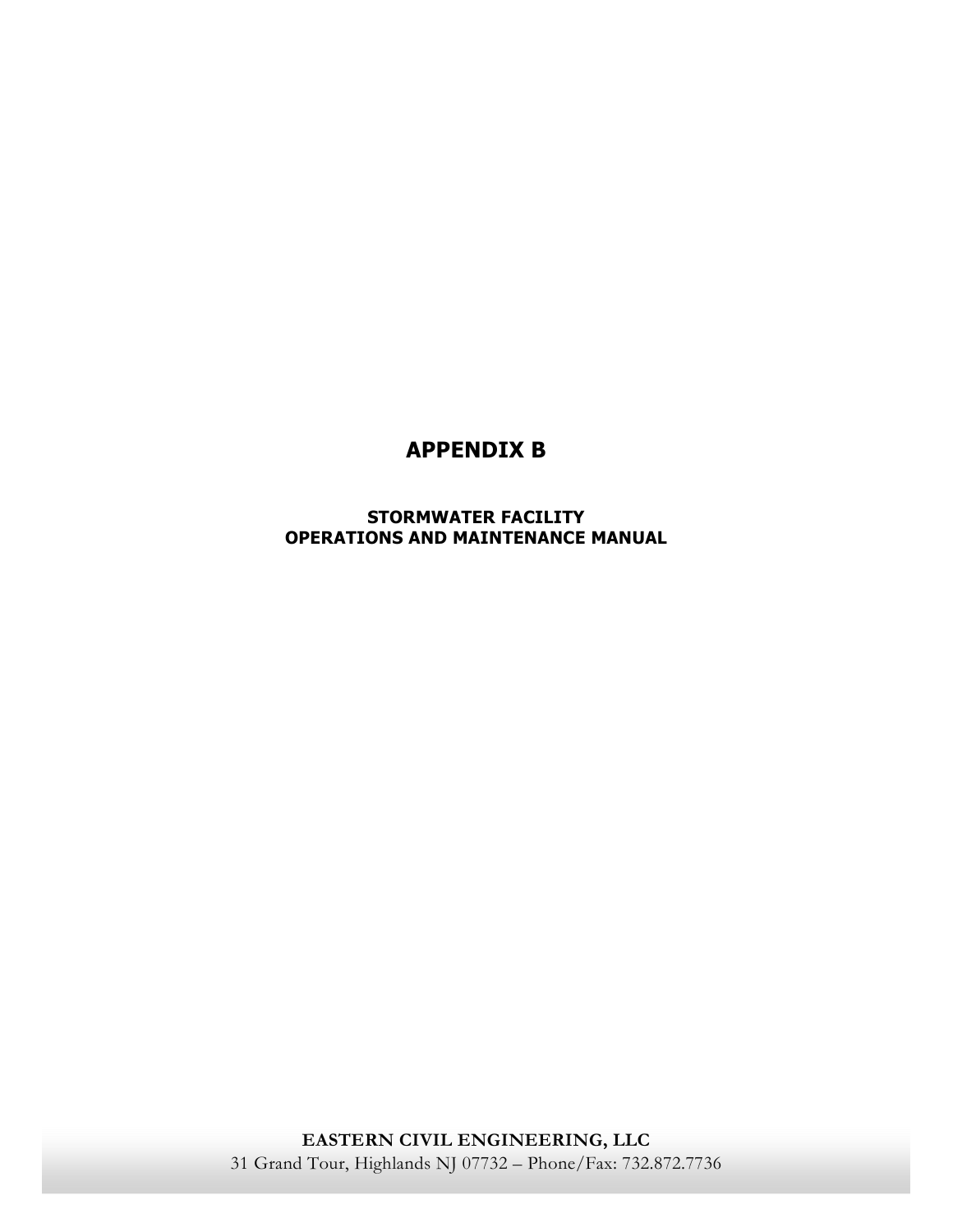# APPENDIX B

## STORMWATER FACILITY OPERATIONS AND MAINTENANCE MANUAL

**EASTERN CIVIL ENGINEERING, LLC**
31 Grand Tour, Highlands NJ 07732 – Phone/Fax: 732.872.7736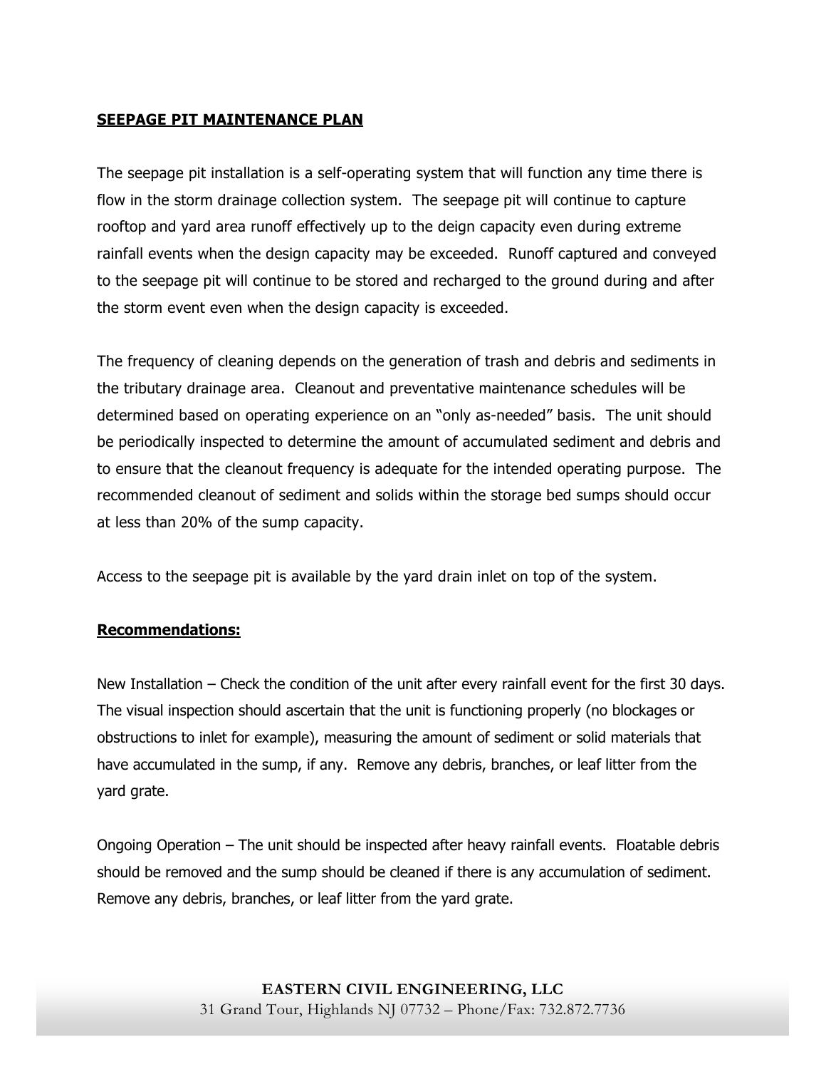**SEEPAGE PIT MAINTENANCE PLAN**

The seepage pit installation is a self-operating system that will function any time there is flow in the storm drainage collection system. The seepage pit will continue to capture rooftop and yard area runoff effectively up to the deign capacity even during extreme rainfall events when the design capacity may be exceeded. Runoff captured and conveyed to the seepage pit will continue to be stored and recharged to the ground during and after the storm event even when the design capacity is exceeded.

The frequency of cleaning depends on the generation of trash and debris and sediments in the tributary drainage area. Cleanout and preventative maintenance schedules will be determined based on operating experience on an "only as-needed" basis. The unit should be periodically inspected to determine the amount of accumulated sediment and debris and to ensure that the cleanout frequency is adequate for the intended operating purpose. The recommended cleanout of sediment and solids within the storage bed sumps should occur at less than 20% of the sump capacity.

Access to the seepage pit is available by the yard drain inlet on top of the system.

**Recommendations:**

New Installation – Check the condition of the unit after every rainfall event for the first 30 days. The visual inspection should ascertain that the unit is functioning properly (no blockages or obstructions to inlet for example), measuring the amount of sediment or solid materials that have accumulated in the sump, if any. Remove any debris, branches, or leaf litter from the yard grate.

Ongoing Operation – The unit should be inspected after heavy rainfall events. Floatable debris should be removed and the sump should be cleaned if there is any accumulation of sediment. Remove any debris, branches, or leaf litter from the yard grate.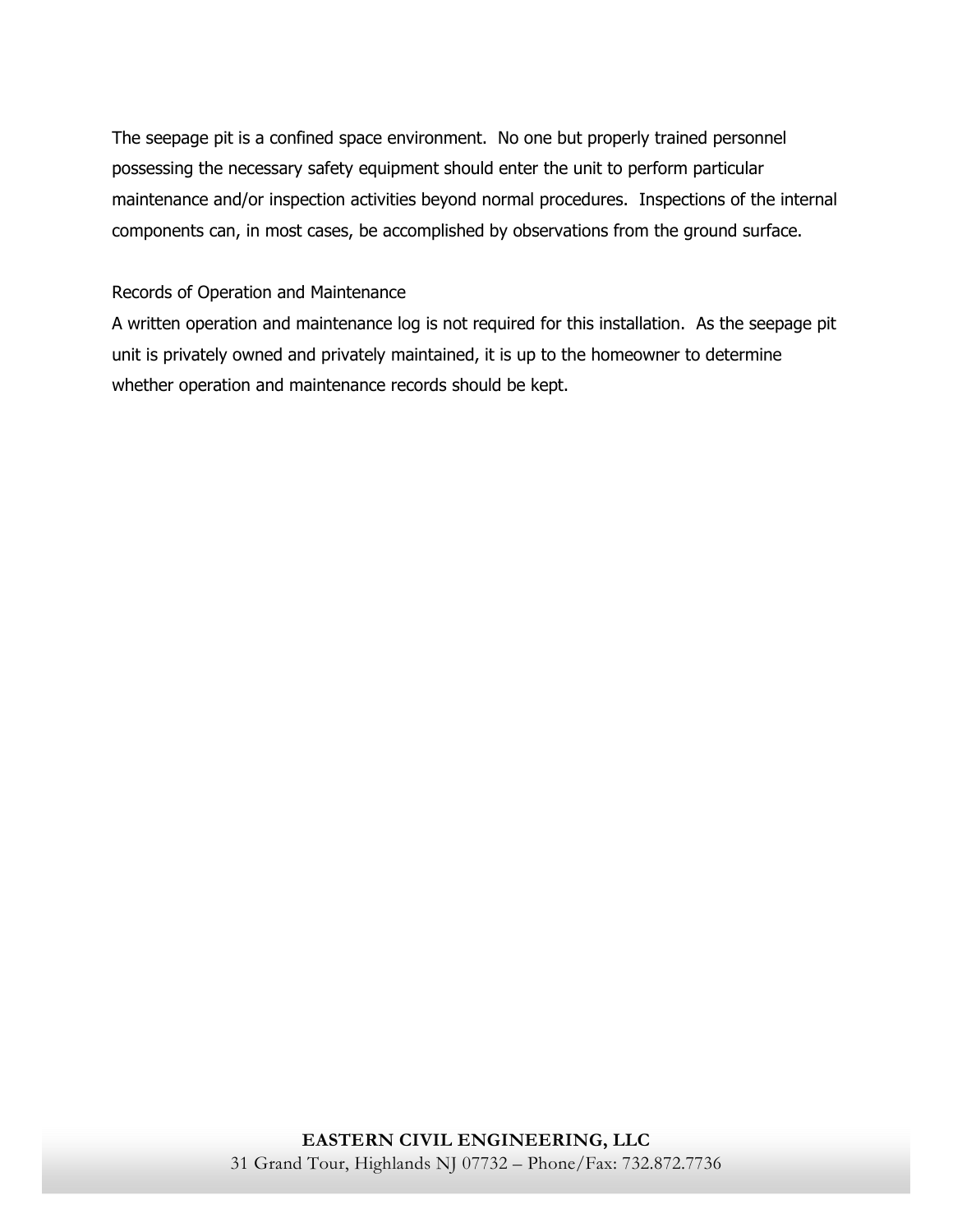The seepage pit is a confined space environment. No one but properly trained personnel possessing the necessary safety equipment should enter the unit to perform particular maintenance and/or inspection activities beyond normal procedures. Inspections of the internal components can, in most cases, be accomplished by observations from the ground surface.

Records of Operation and Maintenance

A written operation and maintenance log is not required for this installation. As the seepage pit unit is privately owned and privately maintained, it is up to the homeowner to determine whether operation and maintenance records should be kept.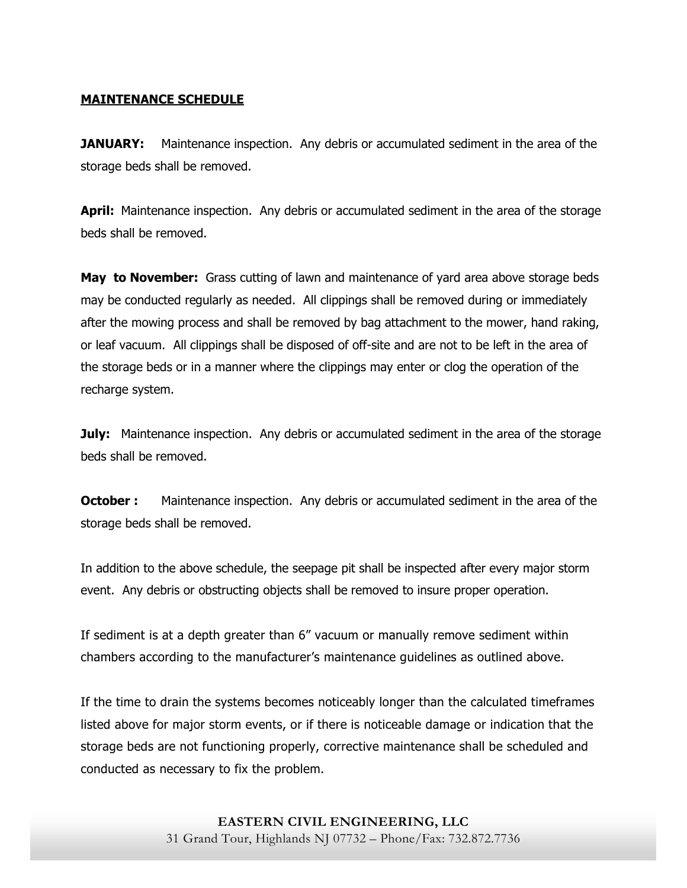**MAINTENANCE SCHEDULE**

**JANUARY:** Maintenance inspection. Any debris or accumulated sediment in the area of the storage beds shall be removed.

**April:** Maintenance inspection. Any debris or accumulated sediment in the area of the storage beds shall be removed.

**May to November:** Grass cutting of lawn and maintenance of yard area above storage beds may be conducted regularly as needed. All clippings shall be removed during or immediately after the mowing process and shall be removed by bag attachment to the mower, hand raking, or leaf vacuum. All clippings shall be disposed of off-site and are not to be left in the area of the storage beds or in a manner where the clippings may enter or clog the operation of the recharge system.

**July:** Maintenance inspection. Any debris or accumulated sediment in the area of the storage beds shall be removed.

**October :** Maintenance inspection. Any debris or accumulated sediment in the area of the storage beds shall be removed.

In addition to the above schedule, the seepage pit shall be inspected after every major storm event. Any debris or obstructing objects shall be removed to insure proper operation.

If sediment is at a depth greater than 6" vacuum or manually remove sediment within chambers according to the manufacturer's maintenance guidelines as outlined above.

If the time to drain the systems becomes noticeably longer than the calculated timeframes listed above for major storm events, or if there is noticeable damage or indication that the storage beds are not functioning properly, corrective maintenance shall be scheduled and conducted as necessary to fix the problem.